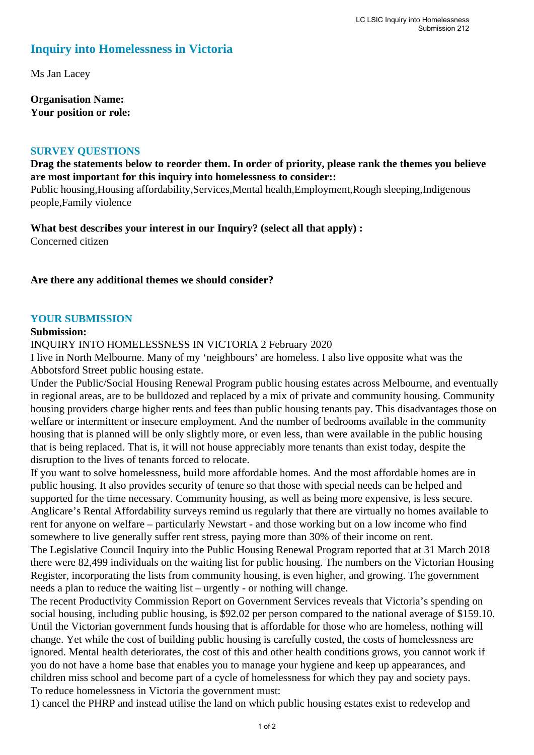# Inquiry into Homelessness in Victoria

Ms Jan Lacey

**Organisation Name:**
**Your position or role:**

## SURVEY QUESTIONS

**Drag the statements below to reorder them. In order of priority, please rank the themes you believe are most important for this inquiry into homelessness to consider::**
Public housing,Housing affordability,Services,Mental health,Employment,Rough sleeping,Indigenous people,Family violence

**What best describes your interest in our Inquiry? (select all that apply) :**
Concerned citizen

**Are there any additional themes we should consider?**

## YOUR SUBMISSION

**Submission:**
INQUIRY INTO HOMELESSNESS IN VICTORIA 2 February 2020
I live in North Melbourne. Many of my 'neighbours' are homeless. I also live opposite what was the Abbotsford Street public housing estate.
Under the Public/Social Housing Renewal Program public housing estates across Melbourne, and eventually in regional areas, are to be bulldozed and replaced by a mix of private and community housing. Community housing providers charge higher rents and fees than public housing tenants pay. This disadvantages those on welfare or intermittent or insecure employment. And the number of bedrooms available in the community housing that is planned will be only slightly more, or even less, than were available in the public housing that is being replaced. That is, it will not house appreciably more tenants than exist today, despite the disruption to the lives of tenants forced to relocate.
If you want to solve homelessness, build more affordable homes. And the most affordable homes are in public housing. It also provides security of tenure so that those with special needs can be helped and supported for the time necessary. Community housing, as well as being more expensive, is less secure. Anglicare's Rental Affordability surveys remind us regularly that there are virtually no homes available to rent for anyone on welfare – particularly Newstart - and those working but on a low income who find somewhere to live generally suffer rent stress, paying more than 30% of their income on rent.
The Legislative Council Inquiry into the Public Housing Renewal Program reported that at 31 March 2018 there were 82,499 individuals on the waiting list for public housing. The numbers on the Victorian Housing Register, incorporating the lists from community housing, is even higher, and growing. The government needs a plan to reduce the waiting list – urgently - or nothing will change.
The recent Productivity Commission Report on Government Services reveals that Victoria's spending on social housing, including public housing, is $92.02 per person compared to the national average of $159.10. Until the Victorian government funds housing that is affordable for those who are homeless, nothing will change. Yet while the cost of building public housing is carefully costed, the costs of homelessness are ignored. Mental health deteriorates, the cost of this and other health conditions grows, you cannot work if you do not have a home base that enables you to manage your hygiene and keep up appearances, and children miss school and become part of a cycle of homelessness for which they pay and society pays.
To reduce homelessness in Victoria the government must:
1) cancel the PHRP and instead utilise the land on which public housing estates exist to redevelop and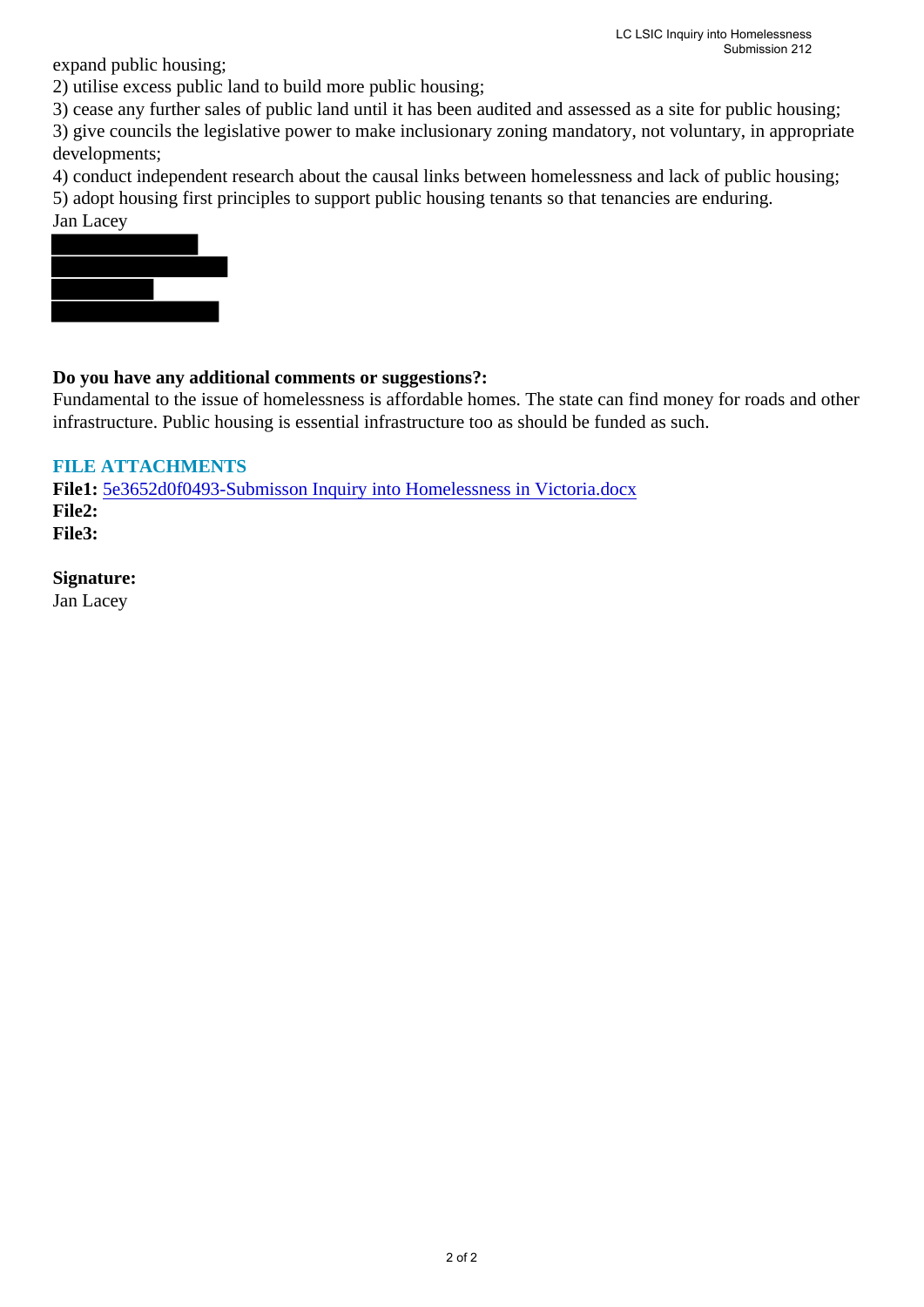expand public housing;

2) utilise excess public land to build more public housing;

3) cease any further sales of public land until it has been audited and assessed as a site for public housing;

3) give councils the legislative power to make inclusionary zoning mandatory, not voluntary, in appropriate developments;

4) conduct independent research about the causal links between homelessness and lack of public housing;

5) adopt housing first principles to support public housing tenants so that tenancies are enduring.

Jan Lacey

**Do you have any additional comments or suggestions?:**

Fundamental to the issue of homelessness is affordable homes. The state can find money for roads and other infrastructure. Public housing is essential infrastructure too as should be funded as such.

## FILE ATTACHMENTS

**File1:** 5e3652d0f0493-Submisson Inquiry into Homelessness in Victoria.docx

**File2:**

**File3:**

**Signature:**

Jan Lacey